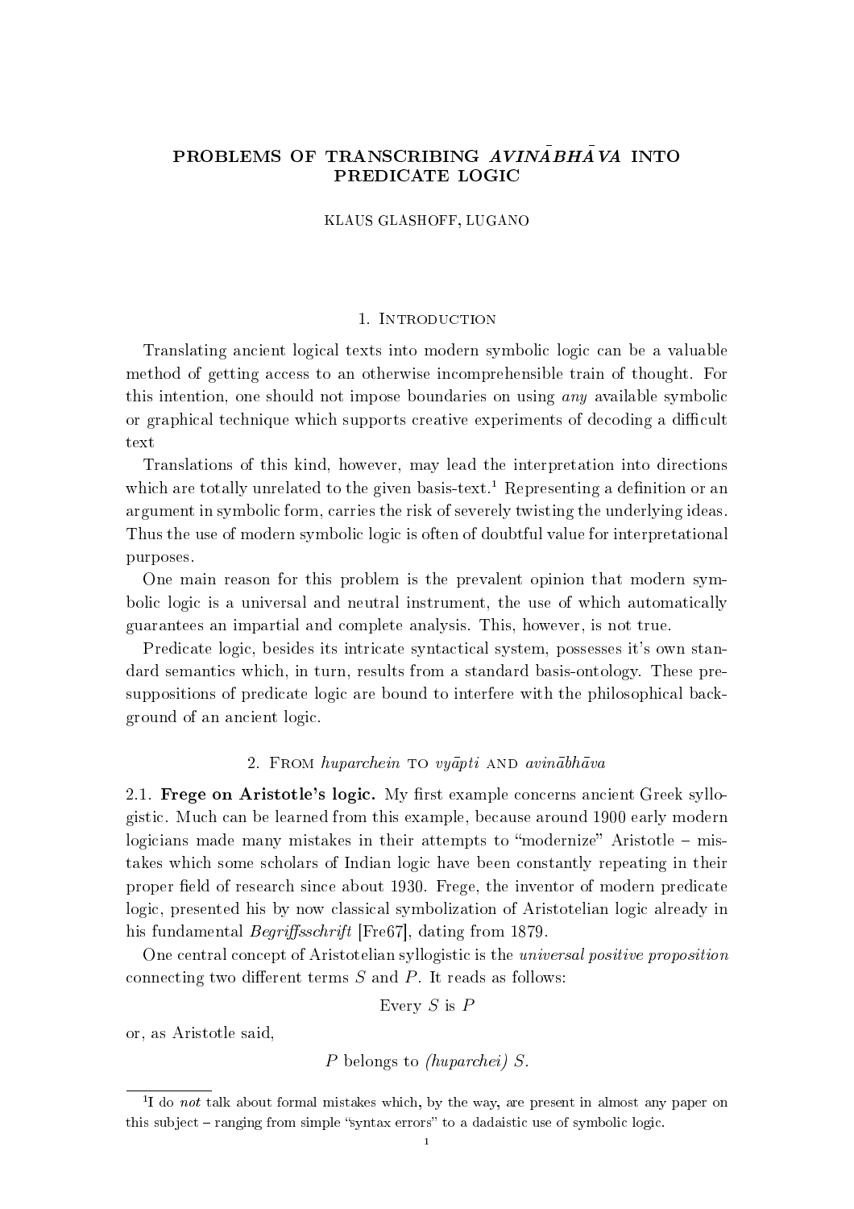# PROBLEMS OF TRANSCRIBING *AVINĀBHĀVA* INTO PREDICATE LOGIC

KLAUS GLASHOFF, LUGANO

## 1. Introduction

Translating ancient logical texts into modern symbolic logic can be a valuable method of getting access to an otherwise incomprehensible train of thought. For this intention, one should not impose boundaries on using *any* available symbolic or graphical technique which supports creative experiments of decoding a difficult text

Translations of this kind, however, may lead the interpretation into directions which are totally unrelated to the given basis-text.[1] Representing a definition or an argument in symbolic form, carries the risk of severely twisting the underlying ideas. Thus the use of modern symbolic logic is often of doubtful value for interpretational purposes.

One main reason for this problem is the prevalent opinion that modern symbolic logic is a universal and neutral instrument, the use of which automatically guarantees an impartial and complete analysis. This, however, is not true.

Predicate logic, besides its intricate syntactical system, possesses it's own standard semantics which, in turn, results from a standard basis-ontology. These presuppositions of predicate logic are bound to interfere with the philosophical background of an ancient logic.

## 2. From *huparchein* to *vyāpti* and *avinābhāva*

### 2.1. Frege on Aristotle's logic.

My first example concerns ancient Greek syllogistic. Much can be learned from this example, because around 1900 early modern logicians made many mistakes in their attempts to "modernize" Aristotle – mistakes which some scholars of Indian logic have been constantly repeating in their proper field of research since about 1930. Frege, the inventor of modern predicate logic, presented his by now classical symbolization of Aristotelian logic already in his fundamental *Begriffsschrift* [Fre67], dating from 1879.

One central concept of Aristotelian syllogistic is the *universal positive proposition* connecting two different terms $S$ and $P$. It reads as follows:

Every $S$ is $P$

or, as Aristotle said,

$P$ belongs to *(huparchei)* $S$.

[1] I do *not* talk about formal mistakes which, by the way, are present in almost any paper on this subject – ranging from simple "syntax errors" to a dadaistic use of symbolic logic.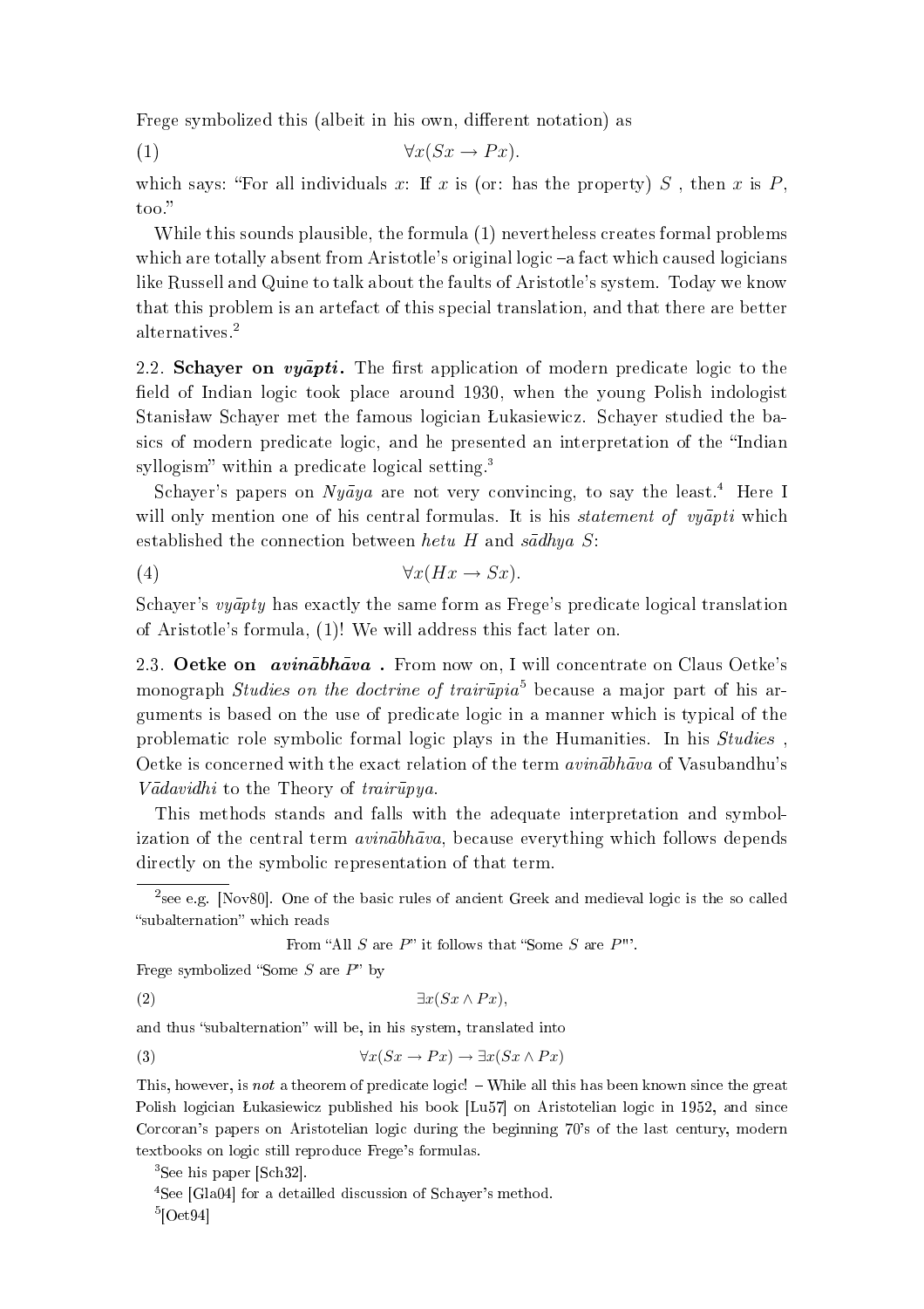Frege symbolized this (albeit in his own, different notation) as

$$\forall x(Sx \rightarrow Px). \tag{1}$$

which says: "For all individuals $x$: If $x$ is (or: has the property) $S$ , then $x$ is $P$, too."

While this sounds plausible, the formula (1) nevertheless creates formal problems which are totally absent from Aristotle's original logic –a fact which caused logicians like Russell and Quine to talk about the faults of Aristotle's system. Today we know that this problem is an artefact of this special translation, and that there are better alternatives.[2]

2.2. **Schayer on *vyāpti*.** The first application of modern predicate logic to the field of Indian logic took place around 1930, when the young Polish indologist Stanisław Schayer met the famous logician Łukasiewicz. Schayer studied the basics of modern predicate logic, and he presented an interpretation of the "Indian syllogism" within a predicate logical setting.[3]

Schayer's papers on *Nyāya* are not very convincing, to say the least.[4] Here I will only mention one of his central formulas. It is his *statement of vyāpti* which established the connection between *hetu* $H$ and *sādhya* $S$:

$$\forall x(Hx \rightarrow Sx). \tag{4}$$

Schayer's *vyāpty* has exactly the same form as Frege's predicate logical translation of Aristotle's formula, (1)! We will address this fact later on.

2.3. **Oetke on *avinābhāva* .** From now on, I will concentrate on Claus Oetke's monograph *Studies on the doctrine of trairūpia*[5] because a major part of his arguments is based on the use of predicate logic in a manner which is typical of the problematic role symbolic formal logic plays in the Humanities. In his *Studies* , Oetke is concerned with the exact relation of the term *avinābhāva* of Vasubandhu's *Vādavidhi* to the Theory of *trairūpya*.

This methods stands and falls with the adequate interpretation and symbolization of the central term *avinābhāva*, because everything which follows depends directly on the symbolic representation of that term.

---

[2]see e.g. [Nov80]. One of the basic rules of ancient Greek and medieval logic is the so called "subalternation" which reads

From "All $S$ are $P$" it follows that "Some $S$ are $P$"'.

Frege symbolized "Some $S$ are $P$" by

$$\exists x(Sx \wedge Px), \tag{2}$$

and thus "subalternation" will be, in his system, translated into

$$\forall x(Sx \rightarrow Px) \rightarrow \exists x(Sx \wedge Px) \tag{3}$$

This, however, is *not* a theorem of predicate logic! – While all this has been known since the great Polish logician Łukasiewicz published his book [Lu57] on Aristotelian logic in 1952, and since Corcoran's papers on Aristotelian logic during the beginning 70's of the last century, modern textbooks on logic still reproduce Frege's formulas.

[3]See his paper [Sch32].

[4]See [Gla04] for a detailled discussion of Schayer's method.

[5][Oet94]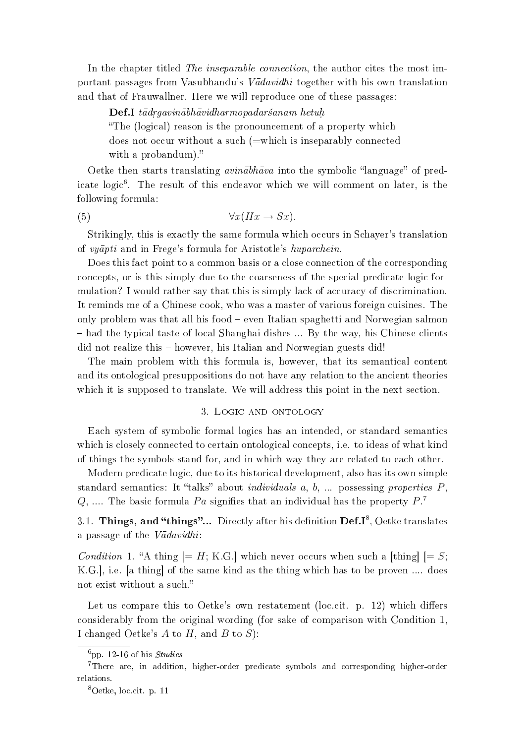In the chapter titled *The inseparable connection*, the author cites the most important passages from Vasubhandu's *Vādavidhi* together with his own translation and that of Frauwallner. Here we will reproduce one of these passages:

> **Def.I** *tādṛgavinābhāvidharmopadarśanam hetuḥ*
> "The (logical) reason is the pronouncement of a property which does not occur without a such (=which is inseparably connected with a probandum)."

Oetke then starts translating *avinābhāva* into the symbolic "language" of predicate logic[6]. The result of this endeavor which we will comment on later, is the following formula:

$$\forall x(Hx \to Sx). \tag{5}$$

Strikingly, this is exactly the same formula which occurs in Schayer's translation of *vyāpti* and in Frege's formula for Aristotle's *huparchein*.

Does this fact point to a common basis or a close connection of the corresponding concepts, or is this simply due to the coarseness of the special predicate logic formulation? I would rather say that this is simply lack of accuracy of discrimination. It reminds me of a Chinese cook, who was a master of various foreign cuisines. The only problem was that all his food – even Italian spaghetti and Norwegian salmon – had the typical taste of local Shanghai dishes ... By the way, his Chinese clients did not realize this – however, his Italian and Norwegian guests did!

The main problem with this formula is, however, that its semantical content and its ontological presuppositions do not have any relation to the ancient theories which it is supposed to translate. We will address this point in the next section.

## 3. Logic and ontology

Each system of symbolic formal logics has an intended, or standard semantics which is closely connected to certain ontological concepts, i.e. to ideas of what kind of things the symbols stand for, and in which way they are related to each other.

Modern predicate logic, due to its historical development, also has its own simple standard semantics: It "talks" about *individuals* $a$, $b$, ... possessing *properties* $P$, $Q$, .... The basic formula $Pa$ signifies that an individual has the property $P$.[7]

### 3.1. Things, and "things"...

Directly after his definition **Def.I**[8], Oetke translates a passage of the *Vādavidhi*:

*Condition* 1. "A thing [= $H$; K.G.] which never occurs when such a [thing] [= $S$; K.G.], i.e. [a thing] of the same kind as the thing which has to be proven .... does not exist without a such."

Let us compare this to Oetke's own restatement (loc.cit. p. 12) which differs considerably from the original wording (for sake of comparison with Condition 1, I changed Oetke's $A$ to $H$, and $B$ to $S$):

---

[6] pp. 12-16 of his *Studies*

[7] There are, in addition, higher-order predicate symbols and corresponding higher-order relations.

[8] Oetke, loc.cit. p. 11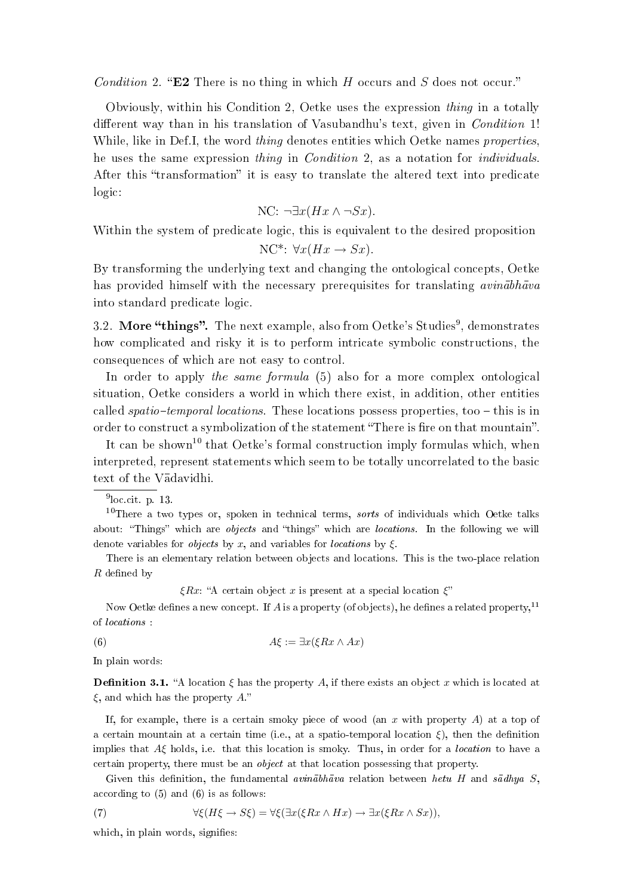*Condition* 2. "**E2** There is no thing in which $H$ occurs and $S$ does not occur."

Obviously, within his Condition 2, Oetke uses the expression *thing* in a totally different way than in his translation of Vasubandhu's text, given in *Condition* 1! While, like in Def.I, the word *thing* denotes entities which Oetke names *properties*, he uses the same expression *thing* in *Condition* 2, as a notation for *individuals*. After this "transformation" it is easy to translate the altered text into predicate logic:

$$\text{NC: } \neg\exists x(Hx \wedge \neg Sx).$$

Within the system of predicate logic, this is equivalent to the desired proposition

$$\text{NC*: } \forall x(Hx \rightarrow Sx).$$

By transforming the underlying text and changing the ontological concepts, Oetke has provided himself with the necessary prerequisites for translating *avinābhāva* into standard predicate logic.

3.2. **More "things".** The next example, also from Oetke's Studies[9], demonstrates how complicated and risky it is to perform intricate symbolic constructions, the consequences of which are not easy to control.

In order to apply *the same formula* (5) also for a more complex ontological situation, Oetke considers a world in which there exist, in addition, other entities called *spatio–temporal locations*. These locations possess properties, too – this is in order to construct a symbolization of the statement "There is fire on that mountain".

It can be shown[10] that Oetke's formal construction imply formulas which, when interpreted, represent statements which seem to be totally uncorrelated to the basic text of the Vādavidhi.

[9] loc.cit. p. 13.

[10] There a two types or, spoken in technical terms, *sorts* of individuals which Oetke talks about: "Things" which are *objects* and "things" which are *locations*. In the following we will denote variables for *objects* by $x$, and variables for *locations* by $\xi$.

There is an elementary relation between objects and locations. This is the two-place relation $R$ defined by

$\xi Rx$: "A certain object $x$ is present at a special location $\xi$"

Now Oetke defines a new concept. If $A$ is a property (of objects), he defines a related property,[11] of *locations* :

$$A\xi := \exists x(\xi Rx \wedge Ax) \tag{6}$$

In plain words:

**Definition 3.1.** "A location $\xi$ has the property $A$, if there exists an object $x$ which is located at $\xi$, and which has the property $A$."

If, for example, there is a certain smoky piece of wood (an $x$ with property $A$) at a top of a certain mountain at a certain time (i.e., at a spatio-temporal location $\xi$), then the definition implies that $A\xi$ holds, i.e. that this location is smoky. Thus, in order for a *location* to have a certain property, there must be an *object* at that location possessing that property.

Given this definition, the fundamental *avinābhāva* relation between *hetu* $H$ and *sādhya* $S$, according to (5) and (6) is as follows:

$$\forall\xi(H\xi \rightarrow S\xi) = \forall\xi(\exists x(\xi Rx \wedge Hx) \rightarrow \exists x(\xi Rx \wedge Sx)), \tag{7}$$

which, in plain words, signifies: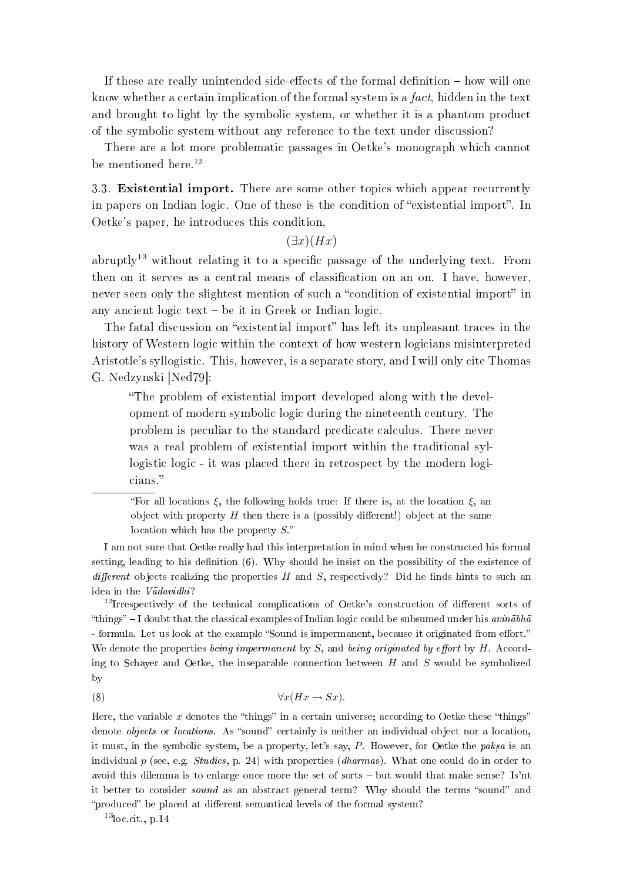If these are really unintended side-effects of the formal definition – how will one know whether a certain implication of the formal system is a *fact*, hidden in the text and brought to light by the symbolic system, or whether it is a phantom product of the symbolic system without any reference to the text under discussion?

There are a lot more problematic passages in Oetke's monograph which cannot be mentioned here.[12]

3.3. **Existential import.** There are some other topics which appear recurrently in papers on Indian logic. One of these is the condition of "existential import". In Oetke's paper, he introduces this condition,

$$(\exists x)(Hx)$$

abruptly[13] without relating it to a specific passage of the underlying text. From then on it serves as a central means of classification on an on. I have, however, never seen only the slightest mention of such a "condition of existential import" in any ancient logic text – be it in Greek or Indian logic.

The fatal discussion on "existential import" has left its unpleasant traces in the history of Western logic within the context of how western logicians misinterpreted Aristotle's syllogistic. This, however, is a separate story, and I will only cite Thomas G. Nedzynski [Ned79]:

> "The problem of existential import developed along with the development of modern symbolic logic during the nineteenth century. The problem is peculiar to the standard predicate calculus. There never was a real problem of existential import within the traditional syllogistic logic - it was placed there in retrospect by the modern logicians."

---

> "For all locations $\xi$, the following holds true: If there is, at the location $\xi$, an object with property $H$ then there is a (possibly different!) object at the same location which has the property $S$."

I am not sure that Oetke really had this interpretation in mind when he constructed his formal setting, leading to his definition (6). Why should he insist on the possibility of the existence of *different* objects realizing the properties $H$ and $S$, respectively? Did he finds hints to such an idea in the *Vādavidhi*?

[12] Irrespectively of the technical complications of Oetke's construction of different sorts of "things" – I doubt that the classical examples of Indian logic could be subsumed under his *avinābhā* - formula. Let us look at the example "Sound is impermanent, because it originated from effort." We denote the properties *being impermanent* by $S$, and *being originated by effort* by $H$. According to Schayer and Oetke, the inseparable connection between $H$ and $S$ would be symbolized by

$$\forall x(Hx \rightarrow Sx). \tag{8}$$

Here, the variable $x$ denotes the "things" in a certain universe; according to Oetke these "things" denote *objects* or *locations*. As "sound" certainly is neither an individual object nor a location, it must, in the symbolic system, be a property, let's say, $P$. However, for Oetke the *pakṣa* is an individual $p$ (see, e.g. *Studies*, p. 24) with properties (*dharmas*). What one could do in order to avoid this dilemma is to enlarge once more the set of sorts – but would that make sense? Is'nt it better to consider *sound* as an abstract general term? Why should the terms "sound" and "produced" be placed at different semantical levels of the formal system?

[13] loc.cit., p.14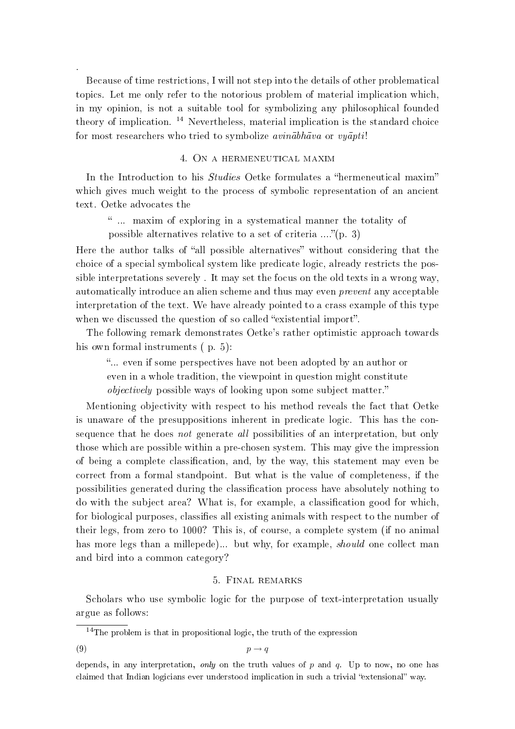Because of time restrictions, I will not step into the details of other problematical topics. Let me only refer to the notorious problem of material implication which, in my opinion, is not a suitable tool for symbolizing any philosophical founded theory of implication. [14] Nevertheless, material implication is the standard choice for most researchers who tried to symbolize *avinābhāva* or *vyāpti*!

## 4. On a hermeneutical maxim

In the Introduction to his *Studies* Oetke formulates a "hermeneutical maxim" which gives much weight to the process of symbolic representation of an ancient text. Oetke advocates the

> " ... maxim of exploring in a systematical manner the totality of possible alternatives relative to a set of criteria ...."(p. 3)

Here the author talks of "all possible alternatives" without considering that the choice of a special symbolical system like predicate logic, already restricts the possible interpretations severely . It may set the focus on the old texts in a wrong way, automatically introduce an alien scheme and thus may even *prevent* any acceptable interpretation of the text. We have already pointed to a crass example of this type when we discussed the question of so called "existential import".

The following remark demonstrates Oetke's rather optimistic approach towards his own formal instruments ( p. 5):

> "... even if some perspectives have not been adopted by an author or even in a whole tradition, the viewpoint in question might constitute *objectively* possible ways of looking upon some subject matter."

Mentioning objectivity with respect to his method reveals the fact that Oetke is unaware of the presuppositions inherent in predicate logic. This has the consequence that he does *not* generate *all* possibilities of an interpretation, but only those which are possible within a pre-chosen system. This may give the impression of being a complete classification, and, by the way, this statement may even be correct from a formal standpoint. But what is the value of completeness, if the possibilities generated during the classification process have absolutely nothing to do with the subject area? What is, for example, a classification good for which, for biological purposes, classifies all existing animals with respect to the number of their legs, from zero to 1000? This is, of course, a complete system (if no animal has more legs than a millepede)... but why, for example, *should* one collect man and bird into a common category?

## 5. Final remarks

Scholars who use symbolic logic for the purpose of text-interpretation usually argue as follows:

---

[14] The problem is that in propositional logic, the truth of the expression

$$p \rightarrow q \tag{9}$$

depends, in any interpretation, *only* on the truth values of $p$ and $q$. Up to now, no one has claimed that Indian logicians ever understood implication in such a trivial "extensional" way.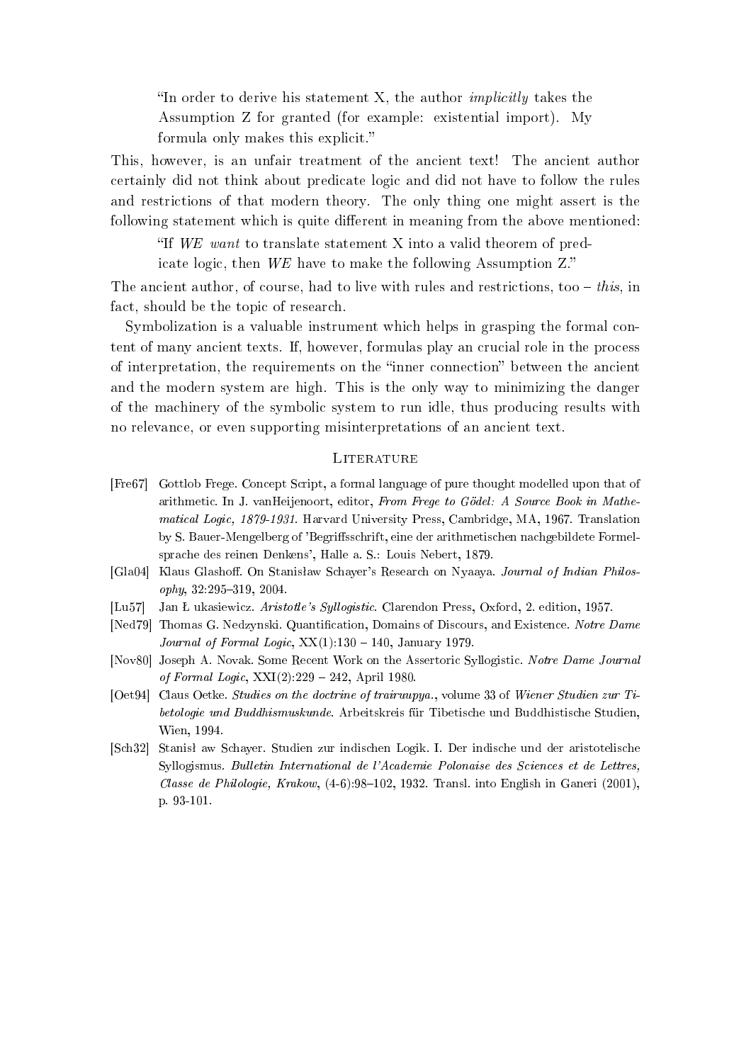"In order to derive his statement X, the author *implicitly* takes the Assumption Z for granted (for example: existential import). My formula only makes this explicit."

This, however, is an unfair treatment of the ancient text! The ancient author certainly did not think about predicate logic and did not have to follow the rules and restrictions of that modern theory. The only thing one might assert is the following statement which is quite different in meaning from the above mentioned:

"If *WE want* to translate statement X into a valid theorem of predicate logic, then *WE* have to make the following Assumption Z."

The ancient author, of course, had to live with rules and restrictions, too – *this*, in fact, should be the topic of research.

Symbolization is a valuable instrument which helps in grasping the formal content of many ancient texts. If, however, formulas play an crucial role in the process of interpretation, the requirements on the "inner connection" between the ancient and the modern system are high. This is the only way to minimizing the danger of the machinery of the symbolic system to run idle, thus producing results with no relevance, or even supporting misinterpretations of an ancient text.

## Literature

[Fre67] Gottlob Frege. Concept Script, a formal language of pure thought modelled upon that of arithmetic. In J. vanHeijenoort, editor, *From Frege to Gödel: A Source Book in Mathematical Logic, 1879-1931*. Harvard University Press, Cambridge, MA, 1967. Translation by S. Bauer-Mengelberg of 'Begriffsschrift, eine der arithmetischen nachgebildete Formelsprache des reinen Denkens', Halle a. S.: Louis Nebert, 1879.

[Gla04] Klaus Glashoff. On Stanisław Schayer's Research on Nyaaya. *Journal of Indian Philosophy*, 32:295–319, 2004.

[Lu57] Jan Ł ukasiewicz. *Aristotle's Syllogistic*. Clarendon Press, Oxford, 2. edition, 1957.

[Ned79] Thomas G. Nedzynski. Quantification, Domains of Discours, and Existence. *Notre Dame Journal of Formal Logic*, XX(1):130 – 140, January 1979.

[Nov80] Joseph A. Novak. Some Recent Work on the Assertoric Syllogistic. *Notre Dame Journal of Formal Logic*, XXI(2):229 – 242, April 1980.

[Oet94] Claus Oetke. *Studies on the doctrine of trairuupya.*, volume 33 of *Wiener Studien zur Tibetologie und Buddhismuskunde*. Arbeitskreis für Tibetische und Buddhistische Studien, Wien, 1994.

[Sch32] Stanisł aw Schayer. Studien zur indischen Logik. I. Der indische und der aristotelische Syllogismus. *Bulletin International de l'Academie Polonaise des Sciences et de Lettres, Classe de Philologie, Krakow*, (4-6):98–102, 1932. Transl. into English in Ganeri (2001), p. 93-101.